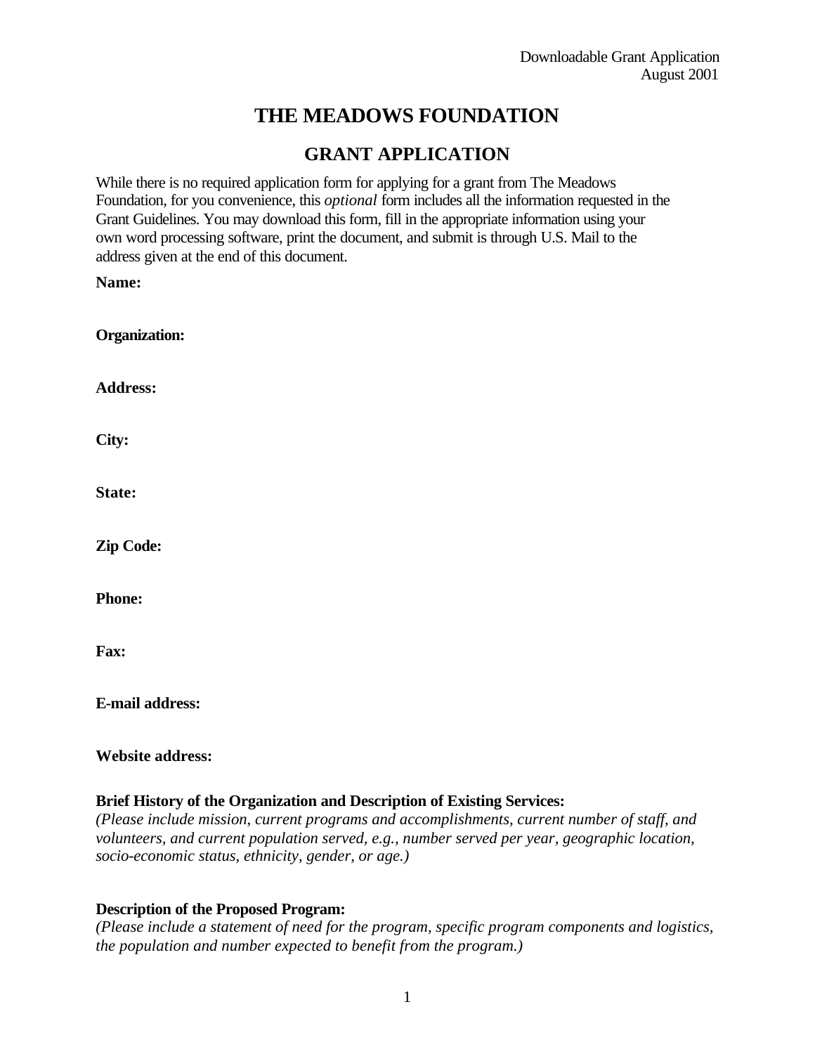Downloadable Grant Application
August 2001

# THE MEADOWS FOUNDATION

## GRANT APPLICATION

While there is no required application form for applying for a grant from The Meadows Foundation, for you convenience, this *optional* form includes all the information requested in the Grant Guidelines. You may download this form, fill in the appropriate information using your own word processing software, print the document, and submit is through U.S. Mail to the address given at the end of this document.

**Name:**

**Organization:**

**Address:**

**City:**

**State:**

**Zip Code:**

**Phone:**

**Fax:**

**E-mail address:**

**Website address:**

**Brief History of the Organization and Description of Existing Services:**
*(Please include mission, current programs and accomplishments, current number of staff, and volunteers, and current population served, e.g., number served per year, geographic location, socio-economic status, ethnicity, gender, or age.)*

**Description of the Proposed Program:**
*(Please include a statement of need for the program, specific program components and logistics, the population and number expected to benefit from the program.)*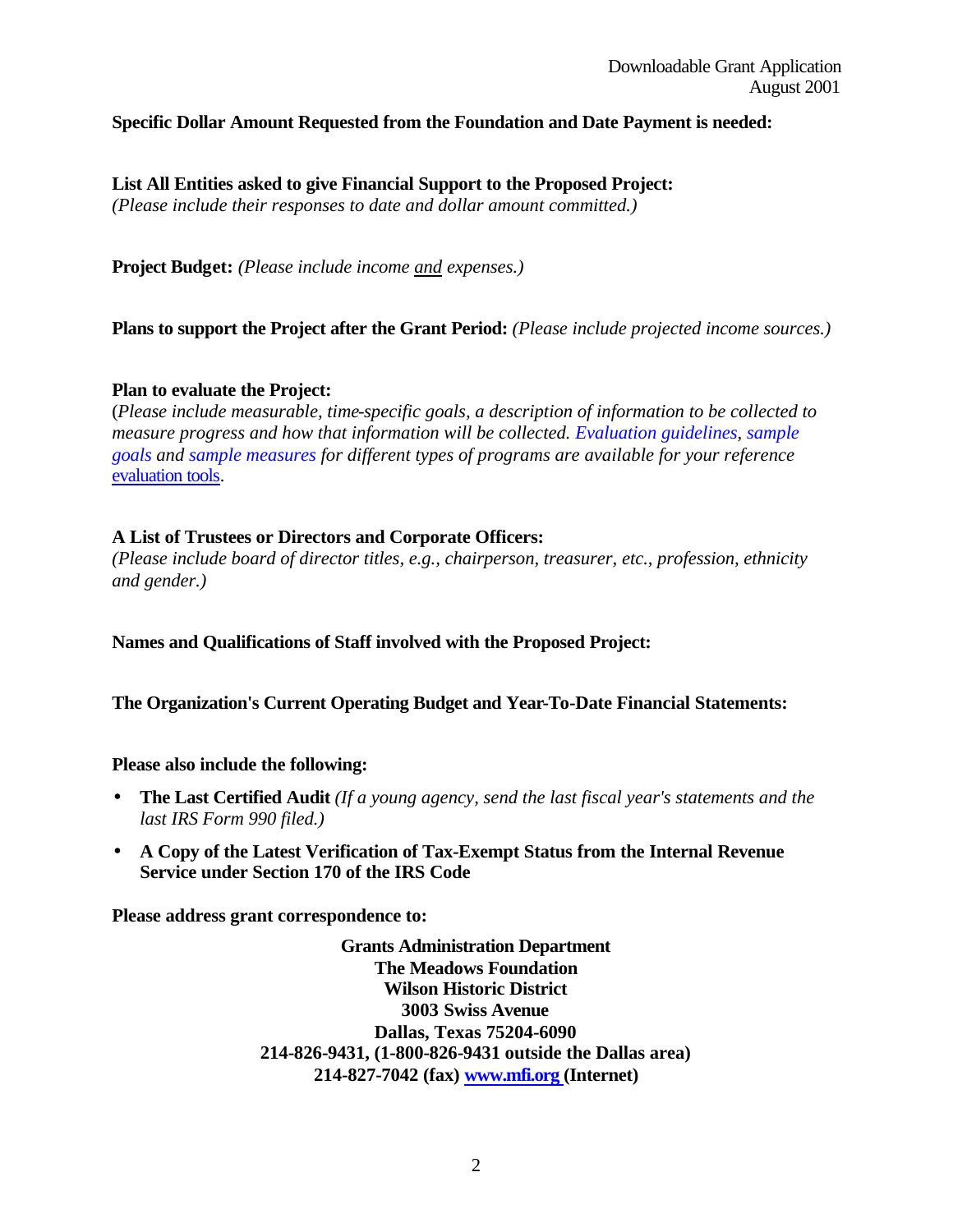**Specific Dollar Amount Requested from the Foundation and Date Payment is needed:**

**List All Entities asked to give Financial Support to the Proposed Project:**
*(Please include their responses to date and dollar amount committed.)*

**Project Budget:** *(Please include income and expenses.)*

**Plans to support the Project after the Grant Period:** *(Please include projected income sources.)*

**Plan to evaluate the Project:**
(*Please include measurable, time-specific goals, a description of information to be collected to measure progress and how that information will be collected. Evaluation guidelines, sample goals and sample measures for different types of programs are available for your reference* evaluation tools.

**A List of Trustees or Directors and Corporate Officers:**
*(Please include board of director titles, e.g., chairperson, treasurer, etc., profession, ethnicity and gender.)*

**Names and Qualifications of Staff involved with the Proposed Project:**

**The Organization's Current Operating Budget and Year-To-Date Financial Statements:**

**Please also include the following:**

- **The Last Certified Audit** *(If a young agency, send the last fiscal year's statements and the last IRS Form 990 filed.)*
- **A Copy of the Latest Verification of Tax-Exempt Status from the Internal Revenue Service under Section 170 of the IRS Code**

**Please address grant correspondence to:**

**Grants Administration Department**
**The Meadows Foundation**
**Wilson Historic District**
**3003 Swiss Avenue**
**Dallas, Texas 75204-6090**
**214-826-9431, (1-800-826-9431 outside the Dallas area)**
**214-827-7042 (fax) www.mfi.org (Internet)**